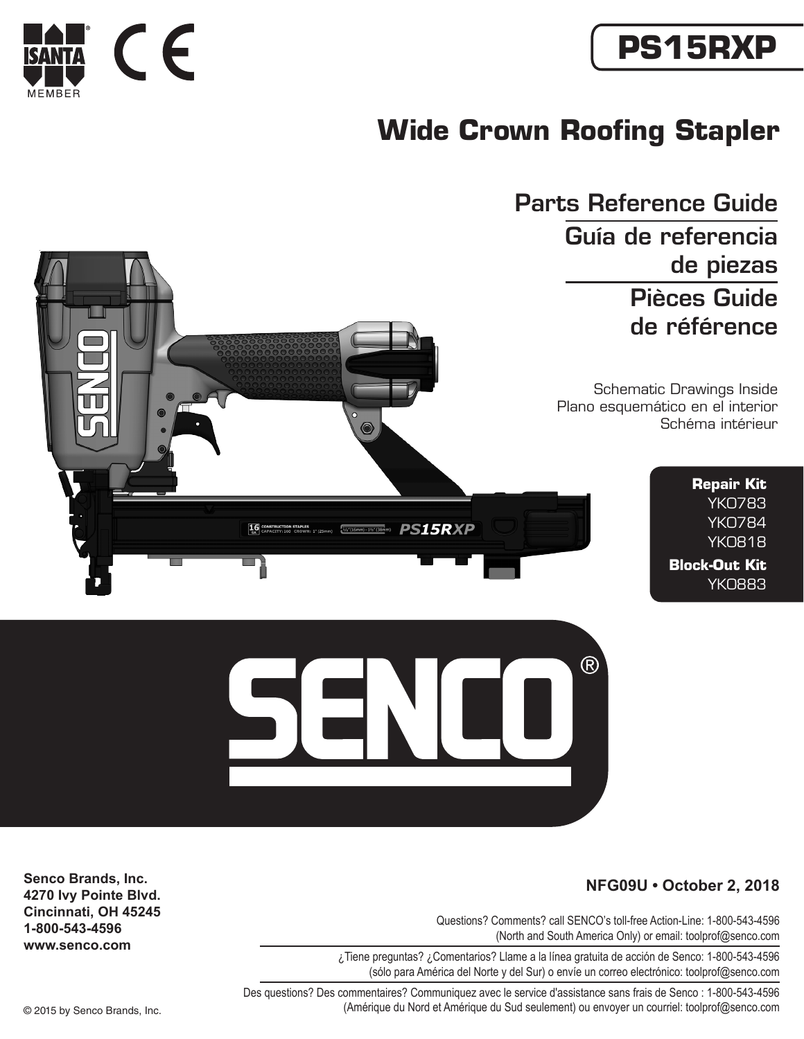ISANTA® MEMBER

CE

# PS15RXP

## Wide Crown Roofing Stapler

### Parts Reference Guide
### Guía de referencia de piezas
### Pièces Guide de référence

Schematic Drawings Inside
Plano esquemático en el interior
Schéma intérieur

**Repair Kit**
YK0783
YK0784
YK0818

**Block-Out Kit**
YK0883

SENCO®

**Senco Brands, Inc.**
**4270 Ivy Pointe Blvd.**
**Cincinnati, OH 45245**
**1-800-543-4596**
**www.senco.com**

**NFG09U • October 2, 2018**

Questions? Comments? call SENCO's toll-free Action-Line: 1-800-543-4596 (North and South America Only) or email: toolprof@senco.com

¿Tiene preguntas? ¿Comentarios? Llame a la línea gratuita de acción de Senco: 1-800-543-4596 (sólo para América del Norte y del Sur) o envíe un correo electrónico: toolprof@senco.com

Des questions? Des commentaires? Communiquez avec le service d'assistance sans frais de Senco : 1-800-543-4596 (Amérique du Nord et Amérique du Sud seulement) ou envoyer un courriel: toolprof@senco.com

© 2015 by Senco Brands, Inc.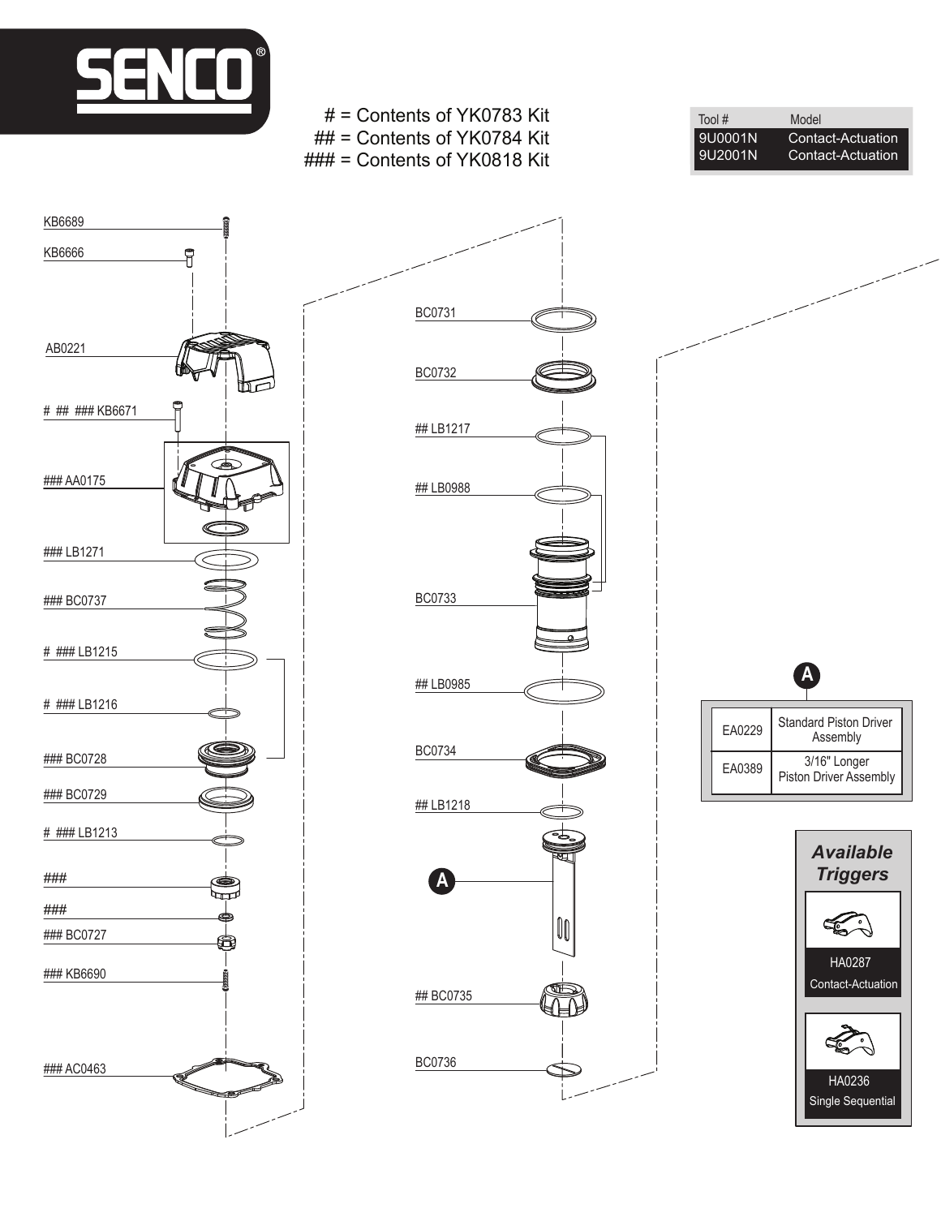SENCO®

# = Contents of YK0783 Kit
## = Contents of YK0784 Kit
### = Contents of YK0818 Kit

| Tool # | Model |
|---|---|
| 9U0001N | Contact-Actuation |
| 9U2001N | Contact-Actuation |

KB6689

KB6666

AB0221

# ## ### KB6671

### AA0175

### LB1271

### BC0737

# ### LB1215

# ### LB1216

### BC0728

### BC0729

# ### LB1213

###

###

### BC0727

### KB6690

### AC0463

BC0731

BC0732

## LB1217

## LB0988

BC0733

## LB0985

BC0734

## LB1218

A

## BC0735

BC0736

**A**

| | |
|---|---|
| EA0229 | Standard Piston Driver Assembly |
| EA0389 | 3/16" Longer Piston Driver Assembly |

***Available Triggers***

HA0287
Contact-Actuation

HA0236
Single Sequential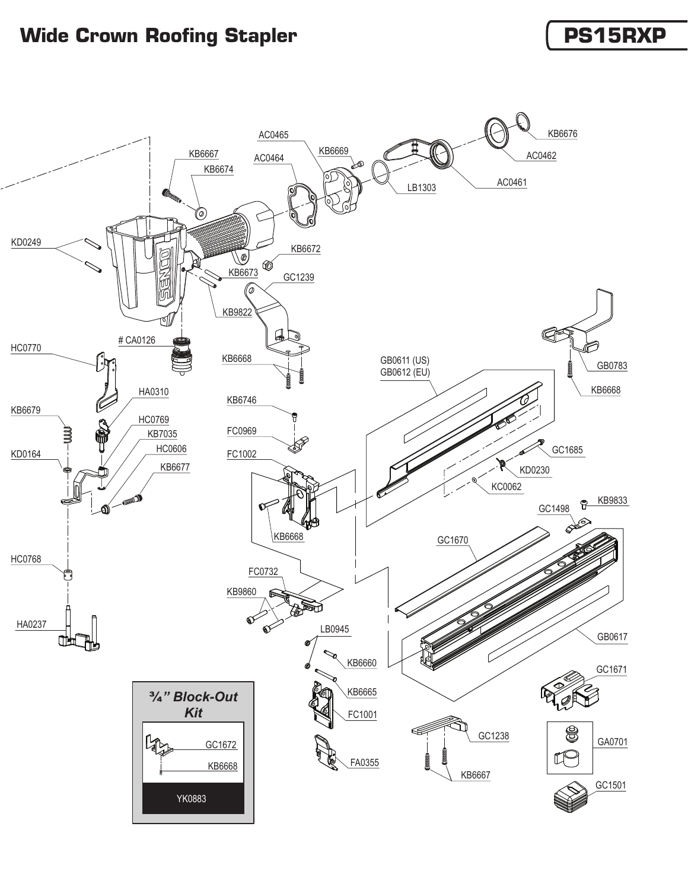# Wide Crown Roofing Stapler

## PS15RXP

KB6676

AC0462

AC0461

LB1303

KB6669

AC0465

AC0464

KB6667

KB6674

KD0249

KB6672

KB6673

GC1239

KB9822

# CA0126

HC0770

KB6668

GB0611 (US)
GB0612 (EU)

GB0783

KB6668

HA0310

KB6679

HC0769

KB7035

KD0164

HC0606

KB6677

KB6746

FC0969

FC1002

GC1685

KD0230

KC0062

KB9833

GC1498

KB6668

GC1670

HC0768

FC0732

KB9860

HA0237

LB0945

KB6660

GB0617

GC1671

KB6665

FC1001

GC1238

GA0701

FA0355

KB6667

GC1501

### ¾" Block-Out Kit

GC1672

KB6668

YK0883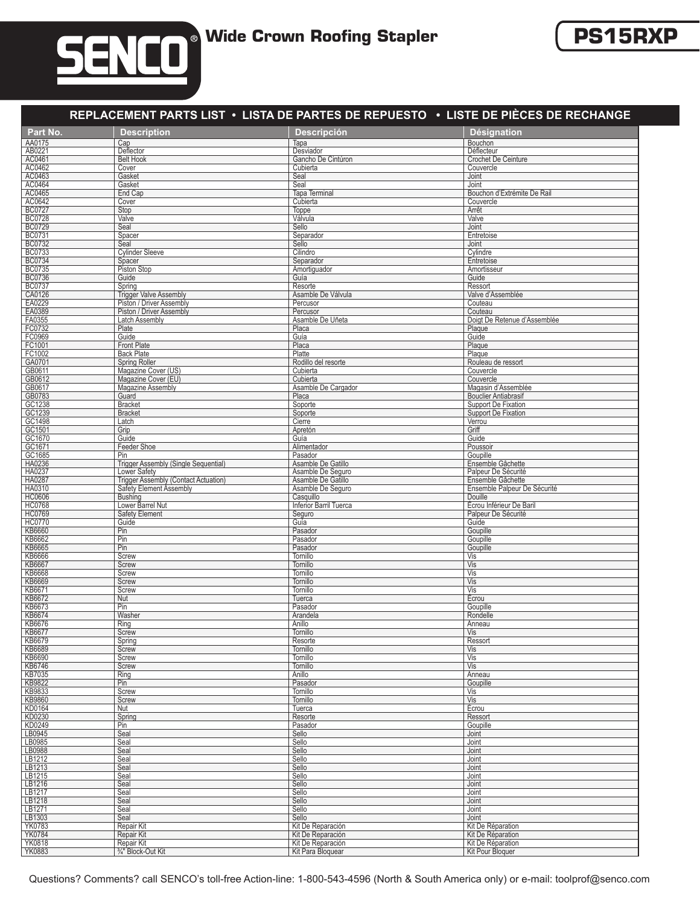# SENCO® Wide Crown Roofing Stapler

## PS15RXP

## REPLACEMENT PARTS LIST • LISTA DE PARTES DE REPUESTO • LISTE DE PIÈCES DE RECHANGE

| Part No. | Description | Descripción | Désignation |
|---|---|---|---|
| AA0175 | Cap | Tapa | Bouchon |
| AB0221 | Deflector | Desviador | Déflecteur |
| AC0461 | Belt Hook | Gancho De Cintúron | Crochet De Ceinture |
| AC0462 | Cover | Cubierta | Couvercle |
| AC0463 | Gasket | Seal | Joint |
| AC0464 | Gasket | Seal | Joint |
| AC0465 | End Cap | Tapa Terminal | Bouchon d'Extrémite De Rail |
| AC0642 | Cover | Cubierta | Couvercle |
| BC0727 | Stop | Toppe | Arrêt |
| BC0728 | Valve | Válvula | Valve |
| BC0729 | Seal | Sello | Joint |
| BC0731 | Spacer | Separador | Entretoise |
| BC0732 | Seal | Sello | Joint |
| BC0733 | Cylinder Sleeve | Cilindro | Cylindre |
| BC0734 | Spacer | Separador | Entretoise |
| BC0735 | Piston Stop | Amortiguador | Amortisseur |
| BC0736 | Guide | Guía | Guide |
| BC0737 | Spring | Resorte | Ressort |
| CA0126 | Trigger Valve Assembly | Asamble De Válvula | Valve d'Assemblée |
| EA0229 | Piston / Driver Assembly | Percusor | Couteau |
| EA0389 | Piston / Driver Assembly | Percusor | Couteau |
| FA0355 | Latch Assembly | Asamble De Uñeta | Doigt De Retenue d'Assemblée |
| FC0732 | Plate | Placa | Plaque |
| FC0969 | Guide | Guía | Guide |
| FC1001 | Front Plate | Placa | Plaque |
| FC1002 | Back Plate | Platte | Plaque |
| GA0701 | Spring Roller | Rodillo del resorte | Rouleau de ressort |
| GB0611 | Magazine Cover (US) | Cubierta | Couvercle |
| GB0612 | Magazine Cover (EU) | Cubierta | Couvercle |
| GB0617 | Magazine Assembly | Asamble De Cargador | Magasin d'Assemblée |
| GB0783 | Guard | Placa | Bouclier Antiabrasif |
| GC1238 | Bracket | Soporte | Support De Fixation |
| GC1239 | Bracket | Soporte | Support De Fixation |
| GC1498 | Latch | Cierre | Verrou |
| GC1501 | Grip | Apretón | Griff |
| GC1670 | Guide | Guía | Guide |
| GC1671 | Feeder Shoe | Alimentador | Poussoir |
| GC1685 | Pin | Pasador | Goupille |
| HA0236 | Trigger Assembly (Single Sequential) | Asamble De Gatillo | Ensemble Gâchette |
| HA0237 | Lower Safety | Asamble De Seguro | Palpeur De Sécurité |
| HA0287 | Trigger Assembly (Contact Actuation) | Asamble De Gatillo | Ensemble Gâchette |
| HA0310 | Safety Element Assembly | Asamble De Seguro | Ensemble Palpeur De Sécurité |
| HC0606 | Bushing | Casquillo | Douille |
| HC0768 | Lower Barrel Nut | Inferior Barril Tuerca | Écrou Inférieur De Baril |
| HC0769 | Safety Element | Seguro | Palpeur De Sécurité |
| HC0770 | Guide | Guía | Guide |
| KB6660 | Pin | Pasador | Goupille |
| KB6662 | Pin | Pasador | Goupille |
| KB6665 | Pin | Pasador | Goupille |
| KB6666 | Screw | Tornillo | Vis |
| KB6667 | Screw | Tornillo | Vis |
| KB6668 | Screw | Tornillo | Vis |
| KB6669 | Screw | Tornillo | Vis |
| KB6671 | Screw | Tornillo | Vis |
| KB6672 | Nut | Tuerca | Écrou |
| KB6673 | Pin | Pasador | Goupille |
| KB6674 | Washer | Arandela | Rondelle |
| KB6676 | Ring | Anillo | Anneau |
| KB6677 | Screw | Tornillo | Vis |
| KB6679 | Spring | Resorte | Ressort |
| KB6689 | Screw | Tornillo | Vis |
| KB6690 | Screw | Tornillo | Vis |
| KB6746 | Screw | Tornillo | Vis |
| KB7035 | Ring | Anillo | Anneau |
| KB9822 | Pin | Pasador | Goupille |
| KB9833 | Screw | Tornillo | Vis |
| KB9860 | Screw | Tornillo | Vis |
| KD0164 | Nut | Tuerca | Écrou |
| KD0230 | Spring | Resorte | Ressort |
| KD0249 | Pin | Pasador | Goupille |
| LB0945 | Seal | Sello | Joint |
| LB0985 | Seal | Sello | Joint |
| LB0988 | Seal | Sello | Joint |
| LB1212 | Seal | Sello | Joint |
| LB1213 | Seal | Sello | Joint |
| LB1215 | Seal | Sello | Joint |
| LB1216 | Seal | Sello | Joint |
| LB1217 | Seal | Sello | Joint |
| LB1218 | Seal | Sello | Joint |
| LB1271 | Seal | Sello | Joint |
| LB1303 | Seal | Sello | Joint |
| YK0783 | Repair Kit | Kit De Reparación | Kit De Réparation |
| YK0784 | Repair Kit | Kit De Reparación | Kit De Réparation |
| YK0818 | Repair Kit | Kit De Reparación | Kit De Réparation |
| YK0883 | ¾" Block-Out Kit | Kit Para Bloquear | Kit Pour Bloquer |

Questions? Comments? call SENCO's toll-free Action-line: 1-800-543-4596 (North & South America only) or e-mail: toolprof@senco.com